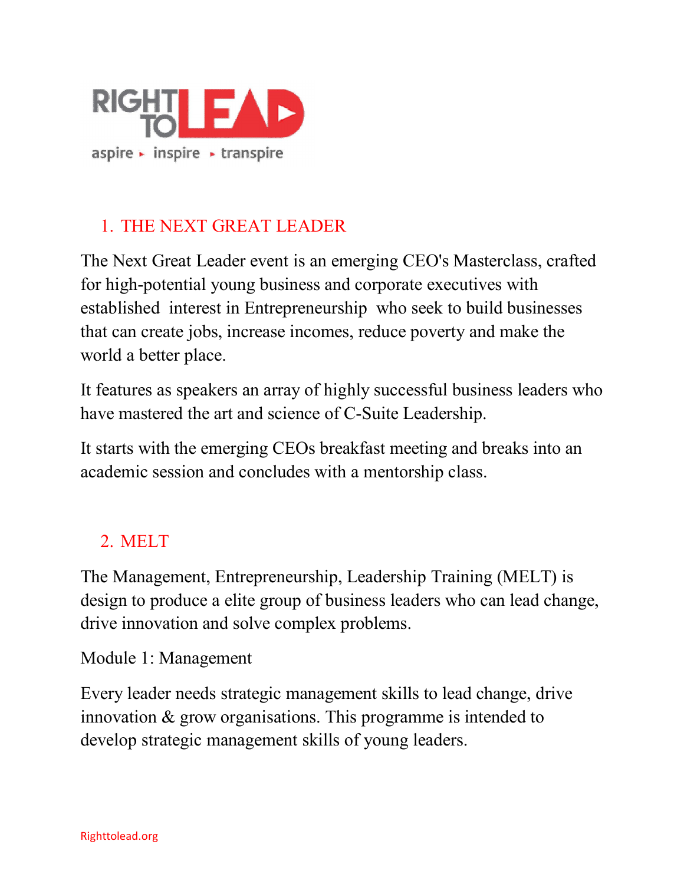RIGHT TO LEAD

aspire ▸ inspire ▸ transpire

## 1. THE NEXT GREAT LEADER

The Next Great Leader event is an emerging CEO's Masterclass, crafted for high-potential young business and corporate executives with established interest in Entrepreneurship who seek to build businesses that can create jobs, increase incomes, reduce poverty and make the world a better place.

It features as speakers an array of highly successful business leaders who have mastered the art and science of C-Suite Leadership.

It starts with the emerging CEOs breakfast meeting and breaks into an academic session and concludes with a mentorship class.

## 2. MELT

The Management, Entrepreneurship, Leadership Training (MELT) is design to produce a elite group of business leaders who can lead change, drive innovation and solve complex problems.

Module 1: Management

Every leader needs strategic management skills to lead change, drive innovation & grow organisations. This programme is intended to develop strategic management skills of young leaders.

Righttolead.org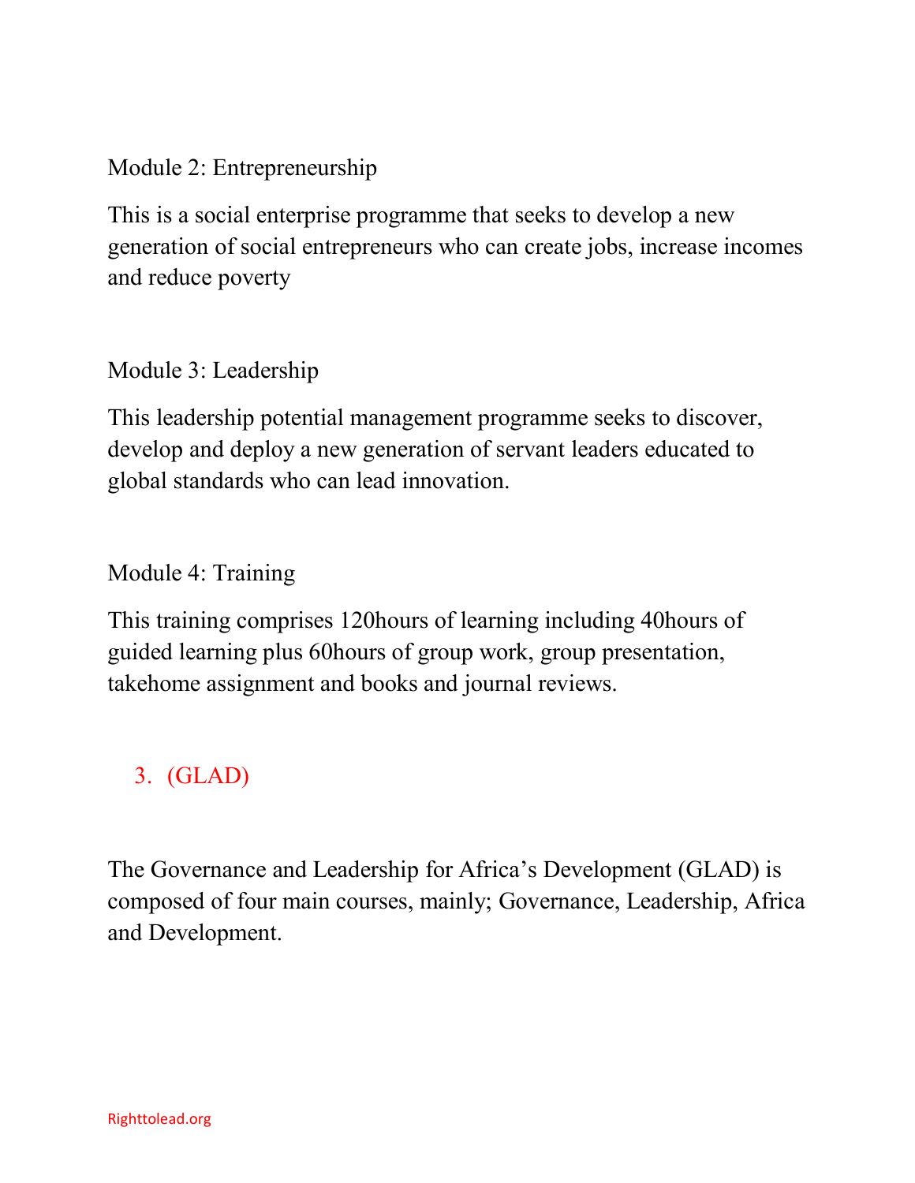Module 2: Entrepreneurship

This is a social enterprise programme that seeks to develop a new generation of social entrepreneurs who can create jobs, increase incomes and reduce poverty

Module 3: Leadership

This leadership potential management programme seeks to discover, develop and deploy a new generation of servant leaders educated to global standards who can lead innovation.

Module 4: Training

This training comprises 120hours of learning including 40hours of guided learning plus 60hours of group work, group presentation, takehome assignment and books and journal reviews.

## 3. (GLAD)

The Governance and Leadership for Africa's Development (GLAD) is composed of four main courses, mainly; Governance, Leadership, Africa and Development.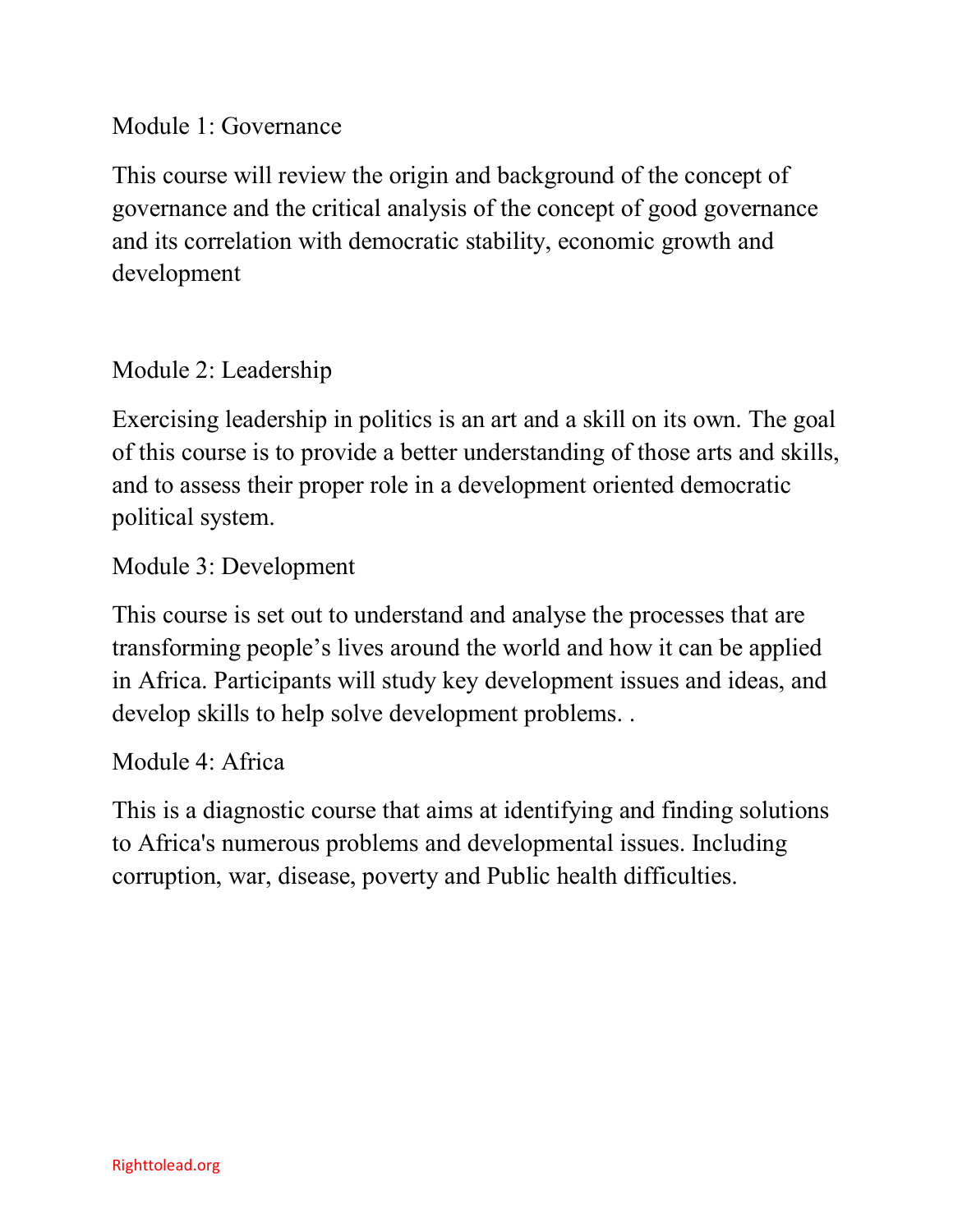## Module 1: Governance

This course will review the origin and background of the concept of governance and the critical analysis of the concept of good governance and its correlation with democratic stability, economic growth and development

## Module 2: Leadership

Exercising leadership in politics is an art and a skill on its own. The goal of this course is to provide a better understanding of those arts and skills, and to assess their proper role in a development oriented democratic political system.

## Module 3: Development

This course is set out to understand and analyse the processes that are transforming people's lives around the world and how it can be applied in Africa. Participants will study key development issues and ideas, and develop skills to help solve development problems. .

## Module 4: Africa

This is a diagnostic course that aims at identifying and finding solutions to Africa's numerous problems and developmental issues. Including corruption, war, disease, poverty and Public health difficulties.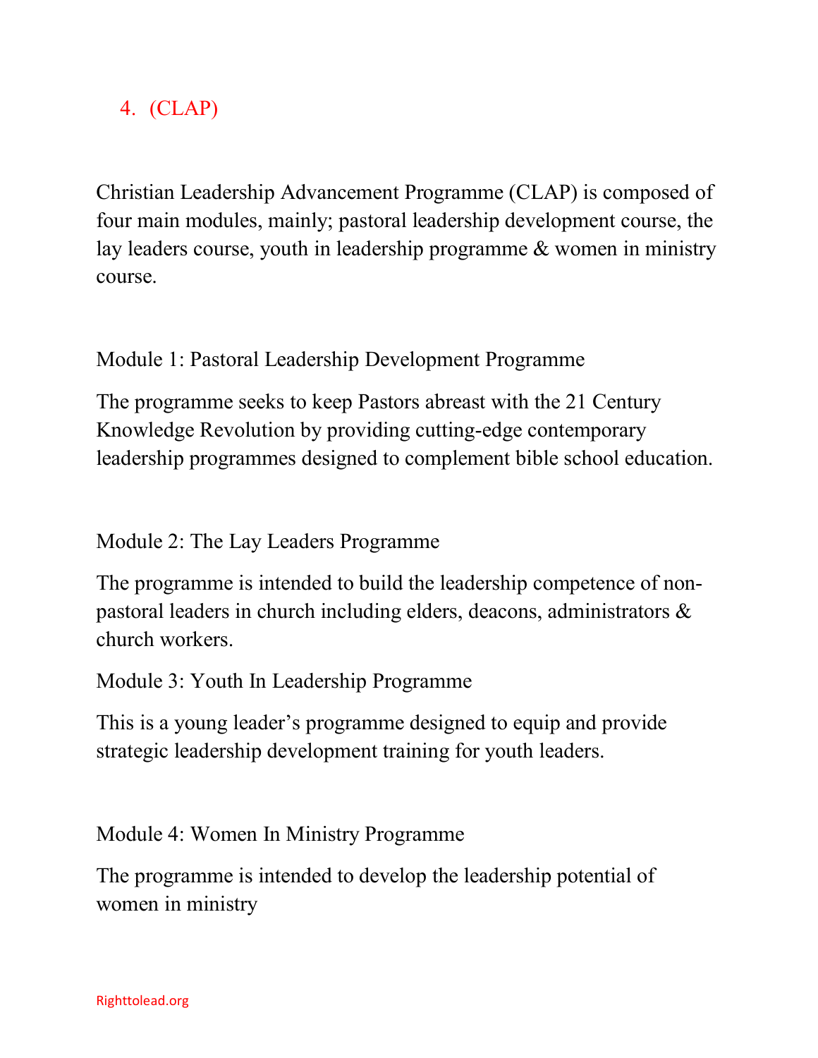## 4. (CLAP)

Christian Leadership Advancement Programme (CLAP) is composed of four main modules, mainly; pastoral leadership development course, the lay leaders course, youth in leadership programme & women in ministry course.

Module 1: Pastoral Leadership Development Programme

The programme seeks to keep Pastors abreast with the 21 Century Knowledge Revolution by providing cutting-edge contemporary leadership programmes designed to complement bible school education.

Module 2: The Lay Leaders Programme

The programme is intended to build the leadership competence of non-pastoral leaders in church including elders, deacons, administrators & church workers.

Module 3: Youth In Leadership Programme

This is a young leader's programme designed to equip and provide strategic leadership development training for youth leaders.

Module 4: Women In Ministry Programme

The programme is intended to develop the leadership potential of women in ministry